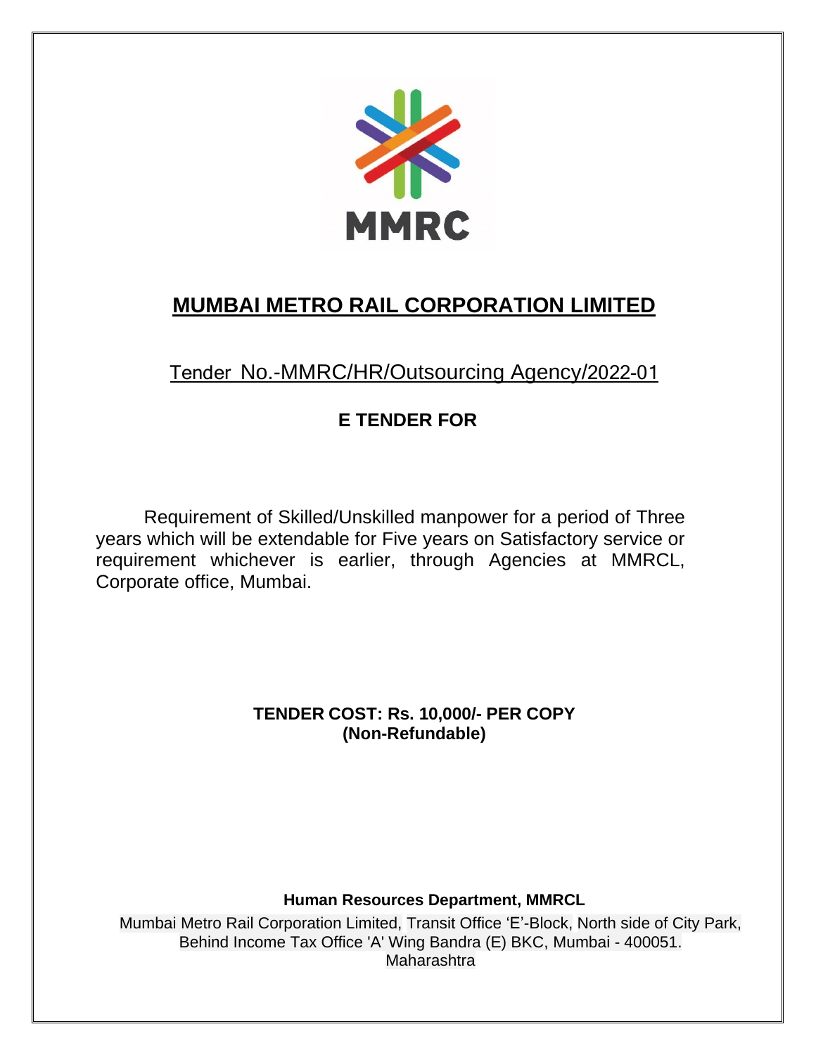MMRC

# MUMBAI METRO RAIL CORPORATION LIMITED

Tender No.-MMRC/HR/Outsourcing Agency/2022-01

## E TENDER FOR

Requirement of Skilled/Unskilled manpower for a period of Three years which will be extendable for Five years on Satisfactory service or requirement whichever is earlier, through Agencies at MMRCL, Corporate office, Mumbai.

**TENDER COST: Rs. 10,000/- PER COPY**
**(Non-Refundable)**

**Human Resources Department, MMRCL**

Mumbai Metro Rail Corporation Limited, Transit Office 'E'-Block, North side of City Park, Behind Income Tax Office 'A' Wing Bandra (E) BKC, Mumbai - 400051. Maharashtra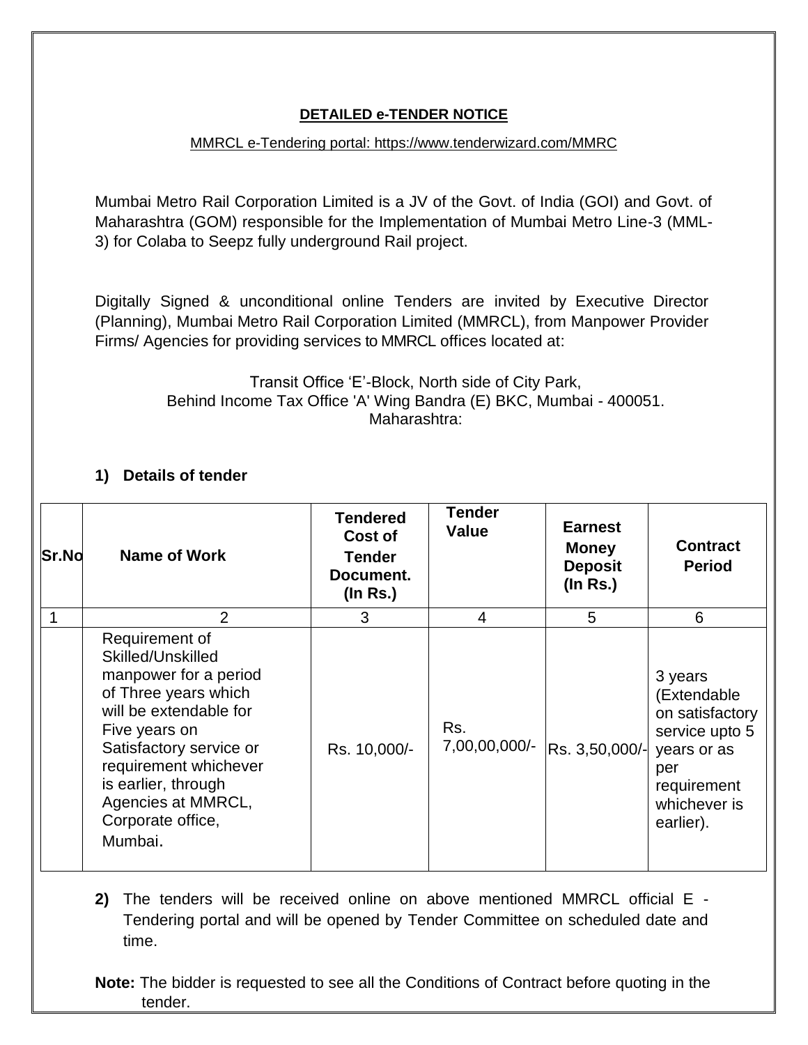**DETAILED e-TENDER NOTICE**

MMRCL e-Tendering portal: https://www.tenderwizard.com/MMRC

Mumbai Metro Rail Corporation Limited is a JV of the Govt. of India (GOI) and Govt. of Maharashtra (GOM) responsible for the Implementation of Mumbai Metro Line-3 (MML-3) for Colaba to Seepz fully underground Rail project.

Digitally Signed & unconditional online Tenders are invited by Executive Director (Planning), Mumbai Metro Rail Corporation Limited (MMRCL), from Manpower Provider Firms/ Agencies for providing services to MMRCL offices located at:

Transit Office 'E'-Block, North side of City Park,
Behind Income Tax Office 'A' Wing Bandra (E) BKC, Mumbai - 400051.
Maharashtra:

**1) Details of tender**

| Sr.No | Name of Work | Tendered Cost of Tender Document. (In Rs.) | Tender Value | Earnest Money Deposit (In Rs.) | Contract Period |
|---|---|---|---|---|---|
| 1 | 2 | 3 | 4 | 5 | 6 |
| | Requirement of Skilled/Unskilled manpower for a period of Three years which will be extendable for Five years on Satisfactory service or requirement whichever is earlier, through Agencies at MMRCL, Corporate office, Mumbai. | Rs. 10,000/- | Rs. 7,00,00,000/- | Rs. 3,50,000/- | 3 years (Extendable on satisfactory service upto 5 years or as per requirement whichever is earlier). |

**2)** The tenders will be received online on above mentioned MMRCL official E - Tendering portal and will be opened by Tender Committee on scheduled date and time.

**Note:** The bidder is requested to see all the Conditions of Contract before quoting in the tender.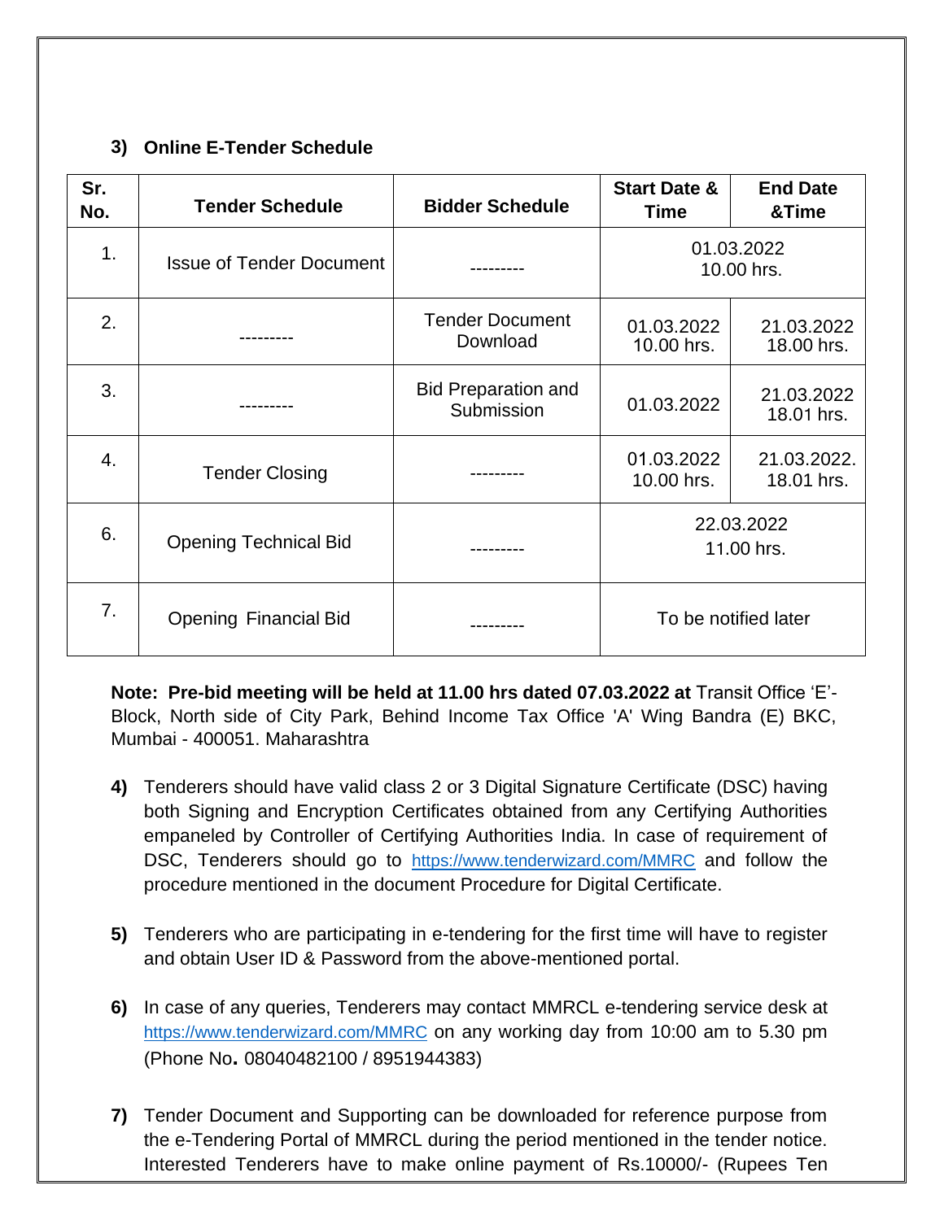**3) Online E-Tender Schedule**

| Sr. No. | Tender Schedule | Bidder Schedule | Start Date & Time | End Date &Time |
|---|---|---|---|---|
| 1. | Issue of Tender Document | --------- | 01.03.2022 10.00 hrs. | |
| 2. | --------- | Tender Document Download | 01.03.2022 10.00 hrs. | 21.03.2022 18.00 hrs. |
| 3. | --------- | Bid Preparation and Submission | 01.03.2022 | 21.03.2022 18.01 hrs. |
| 4. | Tender Closing | --------- | 01.03.2022 10.00 hrs. | 21.03.2022. 18.01 hrs. |
| 6. | Opening Technical Bid | --------- | 22.03.2022 11.00 hrs. | |
| 7. | Opening Financial Bid | --------- | To be notified later | |

**Note: Pre-bid meeting will be held at 11.00 hrs dated 07.03.2022 at** Transit Office 'E'-Block, North side of City Park, Behind Income Tax Office 'A' Wing Bandra (E) BKC, Mumbai - 400051. Maharashtra

**4)** Tenderers should have valid class 2 or 3 Digital Signature Certificate (DSC) having both Signing and Encryption Certificates obtained from any Certifying Authorities empaneled by Controller of Certifying Authorities India. In case of requirement of DSC, Tenderers should go to https://www.tenderwizard.com/MMRC and follow the procedure mentioned in the document Procedure for Digital Certificate.

**5)** Tenderers who are participating in e-tendering for the first time will have to register and obtain User ID & Password from the above-mentioned portal.

**6)** In case of any queries, Tenderers may contact MMRCL e-tendering service desk at https://www.tenderwizard.com/MMRC on any working day from 10:00 am to 5.30 pm (Phone No**.** 08040482100 / 8951944383)

**7)** Tender Document and Supporting can be downloaded for reference purpose from the e-Tendering Portal of MMRCL during the period mentioned in the tender notice. Interested Tenderers have to make online payment of Rs.10000/- (Rupees Ten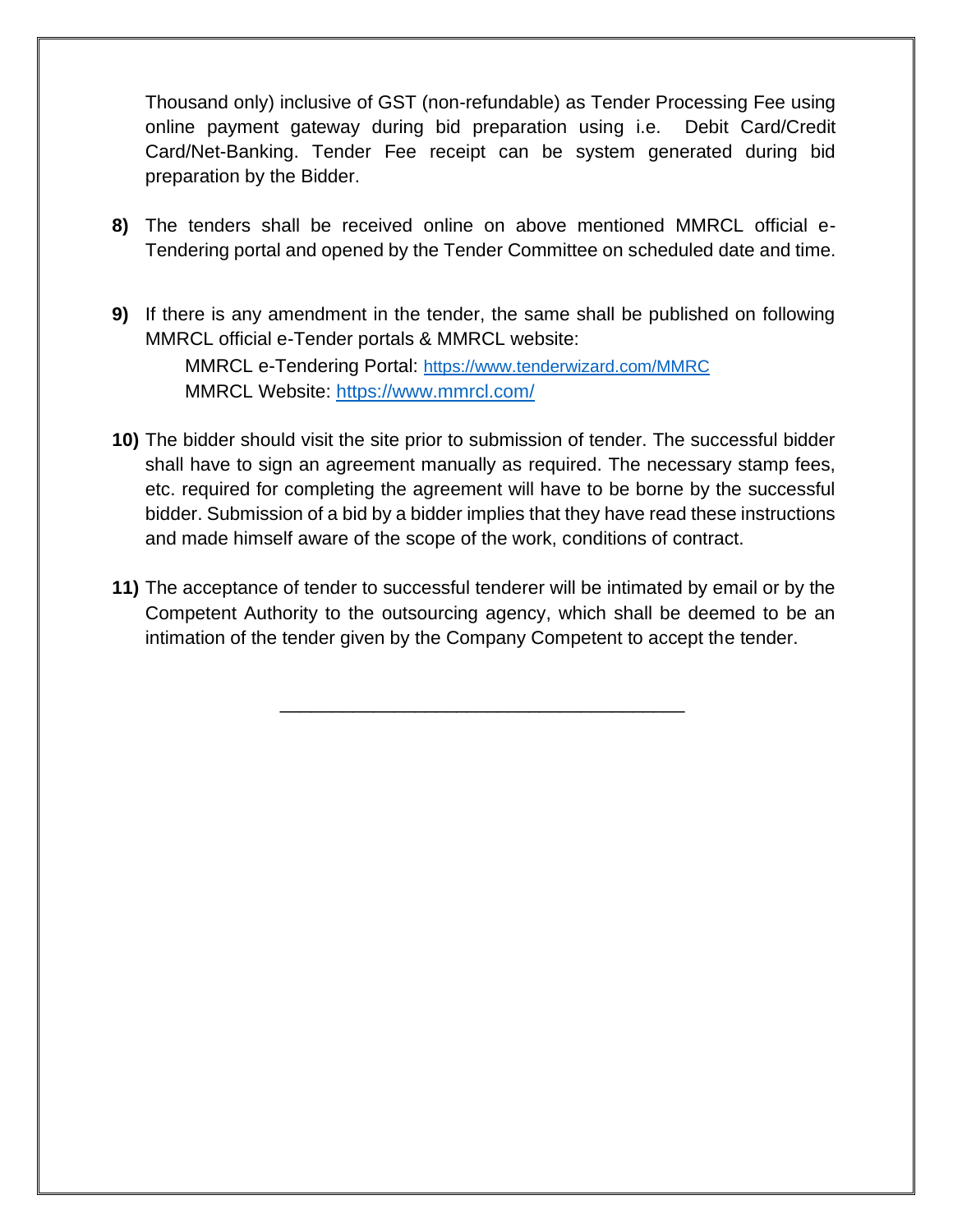Thousand only) inclusive of GST (non-refundable) as Tender Processing Fee using online payment gateway during bid preparation using i.e. Debit Card/Credit Card/Net-Banking. Tender Fee receipt can be system generated during bid preparation by the Bidder.

**8)** The tenders shall be received online on above mentioned MMRCL official e-Tendering portal and opened by the Tender Committee on scheduled date and time.

**9)** If there is any amendment in the tender, the same shall be published on following MMRCL official e-Tender portals & MMRCL website:

MMRCL e-Tendering Portal: https://www.tenderwizard.com/MMRC
MMRCL Website: https://www.mmrcl.com/

**10)** The bidder should visit the site prior to submission of tender. The successful bidder shall have to sign an agreement manually as required. The necessary stamp fees, etc. required for completing the agreement will have to be borne by the successful bidder. Submission of a bid by a bidder implies that they have read these instructions and made himself aware of the scope of the work, conditions of contract.

**11)** The acceptance of tender to successful tenderer will be intimated by email or by the Competent Authority to the outsourcing agency, which shall be deemed to be an intimation of the tender given by the Company Competent to accept the tender.

---